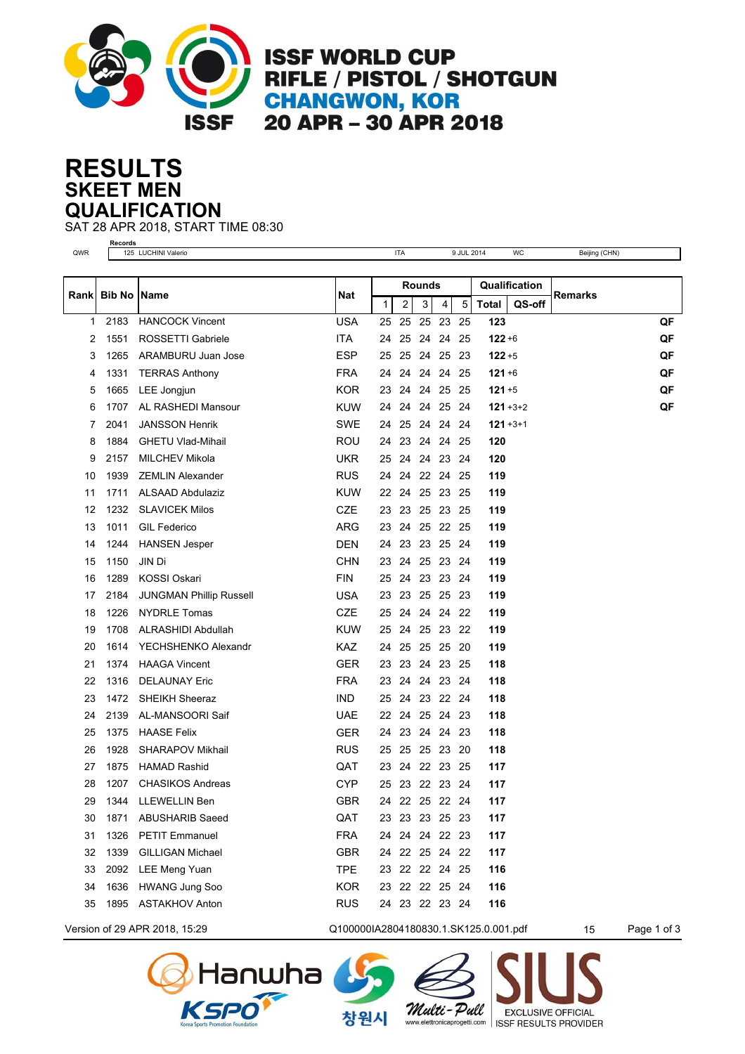# ISSF WORLD CUP
# RIFLE / PISTOL / SHOTGUN
# CHANGWON, KOR
# 20 APR – 30 APR 2018

# RESULTS
## SKEET MEN
## QUALIFICATION

SAT 28 APR 2018, START TIME 08:30

| | Records | | | | | |
|---|---|---|---|---|---|---|
| QWR | 125 LUCHINI Valerio | ITA | 9 JUL 2014 | WC | Beijing (CHN) |

| Rank | Bib No | Name | Nat | Rounds | | | | | Qualification | | Remarks |
|---|---|---|---|---|---|---|---|---|---|---|---|
| | | | | 1 | 2 | 3 | 4 | 5 | Total | QS-off | |
| 1 | 2183 | HANCOCK Vincent | USA | 25 | 25 | 25 | 23 | 25 | 123 | | QF |
| 2 | 1551 | ROSSETTI Gabriele | ITA | 24 | 25 | 24 | 24 | 25 | 122 | +6 | QF |
| 3 | 1265 | ARAMBURU Juan Jose | ESP | 25 | 25 | 24 | 25 | 23 | 122 | +5 | QF |
| 4 | 1331 | TERRAS Anthony | FRA | 24 | 24 | 24 | 24 | 25 | 121 | +6 | QF |
| 5 | 1665 | LEE Jongjun | KOR | 23 | 24 | 24 | 25 | 25 | 121 | +5 | QF |
| 6 | 1707 | AL RASHEDI Mansour | KUW | 24 | 24 | 24 | 25 | 24 | 121 | +3+2 | QF |
| 7 | 2041 | JANSSON Henrik | SWE | 24 | 25 | 24 | 24 | 24 | 121 | +3+1 | |
| 8 | 1884 | GHETU Vlad-Mihail | ROU | 24 | 23 | 24 | 24 | 25 | 120 | | |
| 9 | 2157 | MILCHEV Mikola | UKR | 25 | 24 | 24 | 23 | 24 | 120 | | |
| 10 | 1939 | ZEMLIN Alexander | RUS | 24 | 24 | 22 | 24 | 25 | 119 | | |
| 11 | 1711 | ALSAAD Abdulaziz | KUW | 22 | 24 | 25 | 23 | 25 | 119 | | |
| 12 | 1232 | SLAVICEK Milos | CZE | 23 | 23 | 25 | 23 | 25 | 119 | | |
| 13 | 1011 | GIL Federico | ARG | 23 | 24 | 25 | 22 | 25 | 119 | | |
| 14 | 1244 | HANSEN Jesper | DEN | 24 | 23 | 23 | 25 | 24 | 119 | | |
| 15 | 1150 | JIN Di | CHN | 23 | 24 | 25 | 23 | 24 | 119 | | |
| 16 | 1289 | KOSSI Oskari | FIN | 25 | 24 | 23 | 23 | 24 | 119 | | |
| 17 | 2184 | JUNGMAN Phillip Russell | USA | 23 | 23 | 25 | 25 | 23 | 119 | | |
| 18 | 1226 | NYDRLE Tomas | CZE | 25 | 24 | 24 | 24 | 22 | 119 | | |
| 19 | 1708 | ALRASHIDI Abdullah | KUW | 25 | 24 | 25 | 23 | 22 | 119 | | |
| 20 | 1614 | YECHSHENKO Alexandr | KAZ | 24 | 25 | 25 | 25 | 20 | 119 | | |
| 21 | 1374 | HAAGA Vincent | GER | 23 | 23 | 24 | 23 | 25 | 118 | | |
| 22 | 1316 | DELAUNAY Eric | FRA | 23 | 24 | 24 | 23 | 24 | 118 | | |
| 23 | 1472 | SHEIKH Sheeraz | IND | 25 | 24 | 23 | 22 | 24 | 118 | | |
| 24 | 2139 | AL-MANSOORI Saif | UAE | 22 | 24 | 25 | 24 | 23 | 118 | | |
| 25 | 1375 | HAASE Felix | GER | 24 | 23 | 24 | 24 | 23 | 118 | | |
| 26 | 1928 | SHARAPOV Mikhail | RUS | 25 | 25 | 25 | 23 | 20 | 118 | | |
| 27 | 1875 | HAMAD Rashid | QAT | 23 | 24 | 22 | 23 | 25 | 117 | | |
| 28 | 1207 | CHASIKOS Andreas | CYP | 25 | 23 | 22 | 23 | 24 | 117 | | |
| 29 | 1344 | LLEWELLIN Ben | GBR | 24 | 22 | 25 | 22 | 24 | 117 | | |
| 30 | 1871 | ABUSHARIB Saeed | QAT | 23 | 23 | 23 | 25 | 23 | 117 | | |
| 31 | 1326 | PETIT Emmanuel | FRA | 24 | 24 | 24 | 22 | 23 | 117 | | |
| 32 | 1339 | GILLIGAN Michael | GBR | 24 | 22 | 25 | 24 | 22 | 117 | | |
| 33 | 2092 | LEE Meng Yuan | TPE | 23 | 22 | 22 | 24 | 25 | 116 | | |
| 34 | 1636 | HWANG Jung Soo | KOR | 23 | 22 | 22 | 25 | 24 | 116 | | |
| 35 | 1895 | ASTAKHOV Anton | RUS | 24 | 23 | 22 | 23 | 24 | 116 | | |

Version of 29 APR 2018, 15:29 Q100000IA2804180830.1.SK125.0.001.pdf 15

Hanwha KSPO Korea Sports Promotion Foundation 창원시 Multi-Pull www.elettronicaprogetti.com SIUS EXCLUSIVE OFFICIAL ISSF RESULTS PROVIDER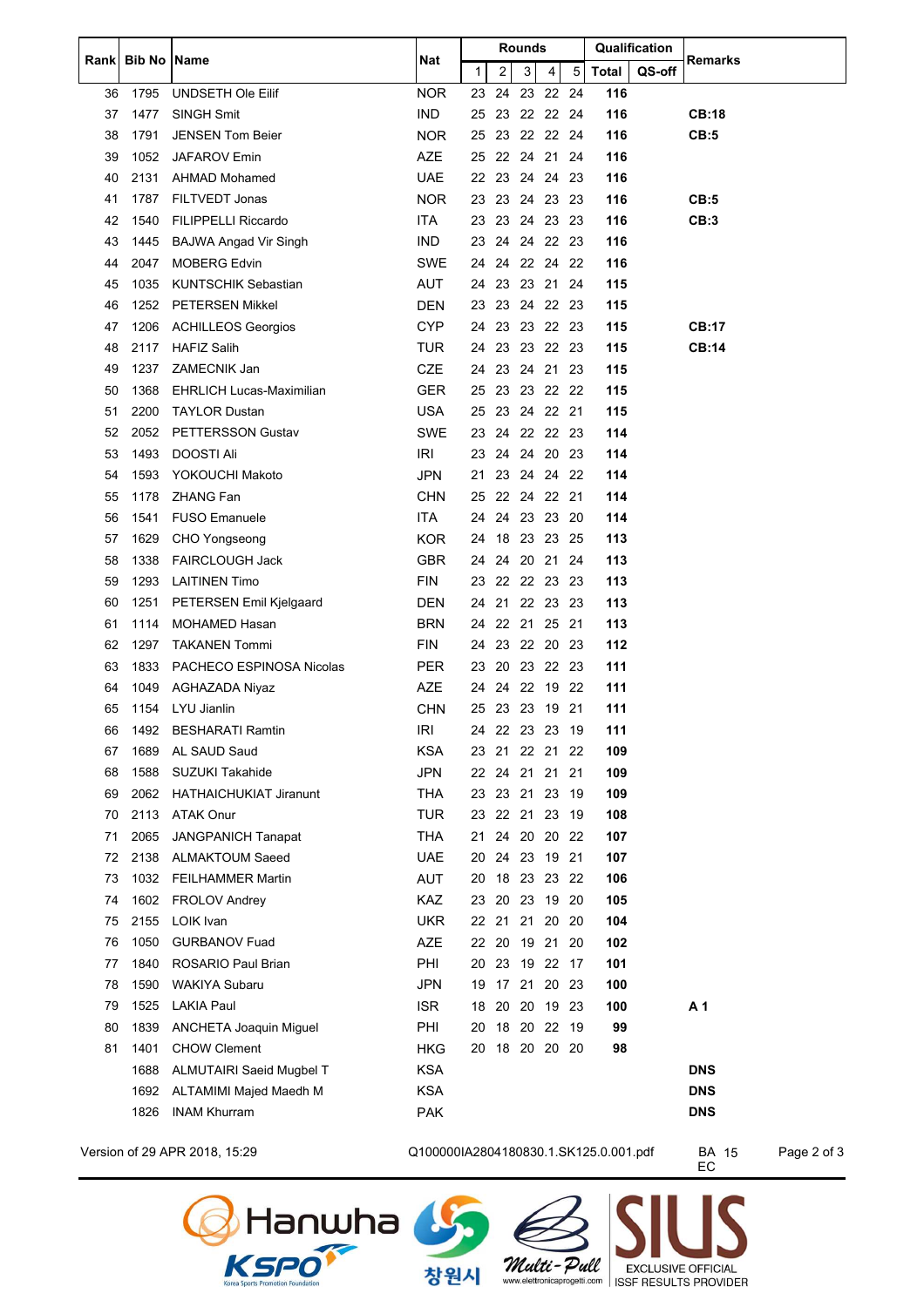| Rank | Bib No | Name | Nat | Rounds | | | | | Qualification | | Remarks |
|---|---|---|---|---|---|---|---|---|---|---|---|
| | | | | 1 | 2 | 3 | 4 | 5 | Total | QS-off | |
| 36 | 1795 | UNDSETH Ole Eilif | NOR | 23 | 24 | 23 | 22 | 24 | **116** | | |
| 37 | 1477 | SINGH Smit | IND | 25 | 23 | 22 | 22 | 24 | **116** | | **CB:18** |
| 38 | 1791 | JENSEN Tom Beier | NOR | 25 | 23 | 22 | 22 | 24 | **116** | | **CB:5** |
| 39 | 1052 | JAFAROV Emin | AZE | 25 | 22 | 24 | 21 | 24 | **116** | | |
| 40 | 2131 | AHMAD Mohamed | UAE | 22 | 23 | 24 | 24 | 23 | **116** | | |
| 41 | 1787 | FILTVEDT Jonas | NOR | 23 | 23 | 24 | 23 | 23 | **116** | | **CB:5** |
| 42 | 1540 | FILIPPELLI Riccardo | ITA | 23 | 23 | 24 | 23 | 23 | **116** | | **CB:3** |
| 43 | 1445 | BAJWA Angad Vir Singh | IND | 23 | 24 | 24 | 22 | 23 | **116** | | |
| 44 | 2047 | MOBERG Edvin | SWE | 24 | 24 | 22 | 24 | 22 | **116** | | |
| 45 | 1035 | KUNTSCHIK Sebastian | AUT | 24 | 23 | 23 | 21 | 24 | **115** | | |
| 46 | 1252 | PETERSEN Mikkel | DEN | 23 | 23 | 24 | 22 | 23 | **115** | | |
| 47 | 1206 | ACHILLEOS Georgios | CYP | 24 | 23 | 23 | 22 | 23 | **115** | | **CB:17** |
| 48 | 2117 | HAFIZ Salih | TUR | 24 | 23 | 23 | 22 | 23 | **115** | | **CB:14** |
| 49 | 1237 | ZAMECNIK Jan | CZE | 24 | 23 | 24 | 21 | 23 | **115** | | |
| 50 | 1368 | EHRLICH Lucas-Maximilian | GER | 25 | 23 | 23 | 22 | 22 | **115** | | |
| 51 | 2200 | TAYLOR Dustan | USA | 25 | 23 | 24 | 22 | 21 | **115** | | |
| 52 | 2052 | PETTERSSON Gustav | SWE | 23 | 24 | 22 | 22 | 23 | **114** | | |
| 53 | 1493 | DOOSTI Ali | IRI | 23 | 24 | 24 | 20 | 23 | **114** | | |
| 54 | 1593 | YOKOUCHI Makoto | JPN | 21 | 23 | 24 | 24 | 22 | **114** | | |
| 55 | 1178 | ZHANG Fan | CHN | 25 | 22 | 24 | 22 | 21 | **114** | | |
| 56 | 1541 | FUSO Emanuele | ITA | 24 | 24 | 23 | 23 | 20 | **114** | | |
| 57 | 1629 | CHO Yongseong | KOR | 24 | 18 | 23 | 23 | 25 | **113** | | |
| 58 | 1338 | FAIRCLOUGH Jack | GBR | 24 | 24 | 20 | 21 | 24 | **113** | | |
| 59 | 1293 | LAITINEN Timo | FIN | 23 | 22 | 22 | 23 | 23 | **113** | | |
| 60 | 1251 | PETERSEN Emil Kjelgaard | DEN | 24 | 21 | 22 | 23 | 23 | **113** | | |
| 61 | 1114 | MOHAMED Hasan | BRN | 24 | 22 | 21 | 25 | 21 | **113** | | |
| 62 | 1297 | TAKANEN Tommi | FIN | 24 | 23 | 22 | 20 | 23 | **112** | | |
| 63 | 1833 | PACHECO ESPINOSA Nicolas | PER | 23 | 20 | 23 | 22 | 23 | **111** | | |
| 64 | 1049 | AGHAZADA Niyaz | AZE | 24 | 24 | 22 | 19 | 22 | **111** | | |
| 65 | 1154 | LYU Jianlin | CHN | 25 | 23 | 23 | 19 | 21 | **111** | | |
| 66 | 1492 | BESHARATI Ramtin | IRI | 24 | 22 | 23 | 23 | 19 | **111** | | |
| 67 | 1689 | AL SAUD Saud | KSA | 23 | 21 | 22 | 21 | 22 | **109** | | |
| 68 | 1588 | SUZUKI Takahide | JPN | 22 | 24 | 21 | 21 | 21 | **109** | | |
| 69 | 2062 | HATHAICHUKIAT Jiranunt | THA | 23 | 23 | 21 | 23 | 19 | **109** | | |
| 70 | 2113 | ATAK Onur | TUR | 23 | 22 | 21 | 23 | 19 | **108** | | |
| 71 | 2065 | JANGPANICH Tanapat | THA | 21 | 24 | 20 | 20 | 22 | **107** | | |
| 72 | 2138 | ALMAKTOUM Saeed | UAE | 20 | 24 | 23 | 19 | 21 | **107** | | |
| 73 | 1032 | FEILHAMMER Martin | AUT | 20 | 18 | 23 | 23 | 22 | **106** | | |
| 74 | 1602 | FROLOV Andrey | KAZ | 23 | 20 | 23 | 19 | 20 | **105** | | |
| 75 | 2155 | LOIK Ivan | UKR | 22 | 21 | 21 | 20 | 20 | **104** | | |
| 76 | 1050 | GURBANOV Fuad | AZE | 22 | 20 | 19 | 21 | 20 | **102** | | |
| 77 | 1840 | ROSARIO Paul Brian | PHI | 20 | 23 | 19 | 22 | 17 | **101** | | |
| 78 | 1590 | WAKIYA Subaru | JPN | 19 | 17 | 21 | 20 | 23 | **100** | | |
| 79 | 1525 | LAKIA Paul | ISR | 18 | 20 | 20 | 19 | 23 | **100** | | **A 1** |
| 80 | 1839 | ANCHETA Joaquin Miguel | PHI | 20 | 18 | 20 | 22 | 19 | **99** | | |
| 81 | 1401 | CHOW Clement | HKG | 20 | 18 | 20 | 20 | 20 | **98** | | |
| | 1688 | ALMUTAIRI Saeid Mugbel T | KSA | | | | | | | | **DNS** |
| | 1692 | ALTAMIMI Majed Maedh M | KSA | | | | | | | | **DNS** |
| | 1826 | INAM Khurram | PAK | | | | | | | | **DNS** |

Version of 29 APR 2018, 15:29 Q100000IA2804180830.1.SK125.0.001.pdf BA 15 EC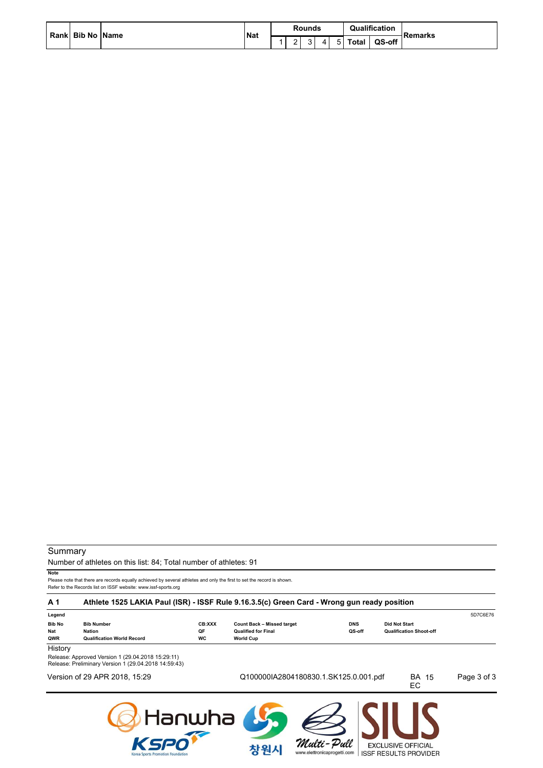| Rank | Bib No | Name | Nat | Rounds | | | | | Qualification | | Remarks |
|---|---|---|---|---|---|---|---|---|---|---|---|
| | | | | 1 | 2 | 3 | 4 | 5 | Total | QS-off | |

## Summary

Number of athletes on this list: 84; Total number of athletes: 91

**Note**

Please note that there are records equally achieved by several athletes and only the first to set the record is shown.
Refer to the Records list on ISSF website: www.issf-sports.org

**A 1 Athlete 1525 LAKIA Paul (ISR) - ISSF Rule 9.16.3.5(c) Green Card - Wrong gun ready position**

**Legend**

5D7C6E76

| | | | | | |
|---|---|---|---|---|---|
| **Bib No** | **Bib Number** | **CB:XXX** | **Count Back – Missed target** | **DNS** | **Did Not Start** |
| **Nat** | **Nation** | **QF** | **Qualified for Final** | **QS-off** | **Qualification Shoot-off** |
| **QWR** | **Qualification World Record** | **WC** | **World Cup** | | |

History

Release: Approved Version 1 (29.04.2018 15:29:11)
Release: Preliminary Version 1 (29.04.2018 14:59:43)

Version of 29 APR 2018, 15:29 Q100000IA2804180830.1.SK125.0.001.pdf BA 15 EC